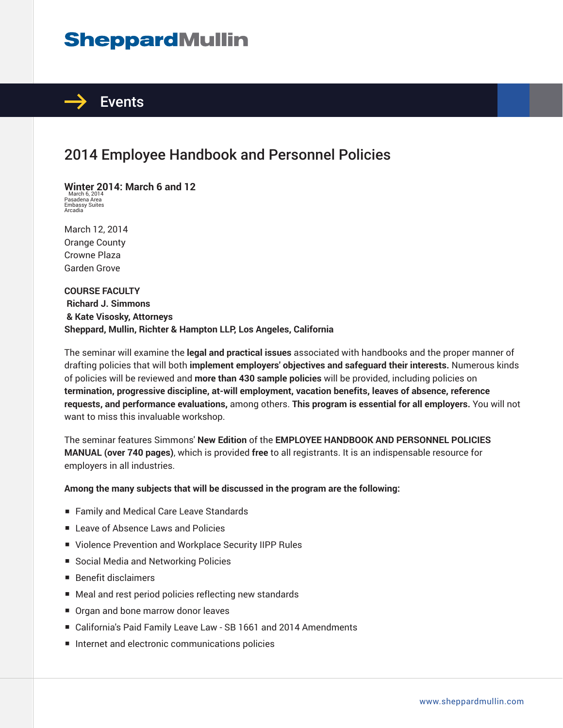# SheppardMullin

## Events

# 2014 Employee Handbook and Personnel Policies

**Winter 2014: March 6 and 12**

March 6, 2014
Pasadena Area
Embassy Suites
Arcadia

March 12, 2014
Orange County
Crowne Plaza
Garden Grove

**COURSE FACULTY**
**Richard J. Simmons**
**& Kate Visosky, Attorneys**
**Sheppard, Mullin, Richter & Hampton LLP, Los Angeles, California**

The seminar will examine the **legal and practical issues** associated with handbooks and the proper manner of drafting policies that will both **implement employers' objectives and safeguard their interests.** Numerous kinds of policies will be reviewed and **more than 430 sample policies** will be provided, including policies on **termination, progressive discipline, at-will employment, vacation benefits, leaves of absence, reference requests, and performance evaluations,** among others. **This program is essential for all employers.** You will not want to miss this invaluable workshop.

The seminar features Simmons' **New Edition** of the **EMPLOYEE HANDBOOK AND PERSONNEL POLICIES MANUAL (over 740 pages)**, which is provided **free** to all registrants. It is an indispensable resource for employers in all industries.

**Among the many subjects that will be discussed in the program are the following:**

- Family and Medical Care Leave Standards
- Leave of Absence Laws and Policies
- Violence Prevention and Workplace Security IIPP Rules
- Social Media and Networking Policies
- Benefit disclaimers
- Meal and rest period policies reflecting new standards
- Organ and bone marrow donor leaves
- California's Paid Family Leave Law - SB 1661 and 2014 Amendments
- Internet and electronic communications policies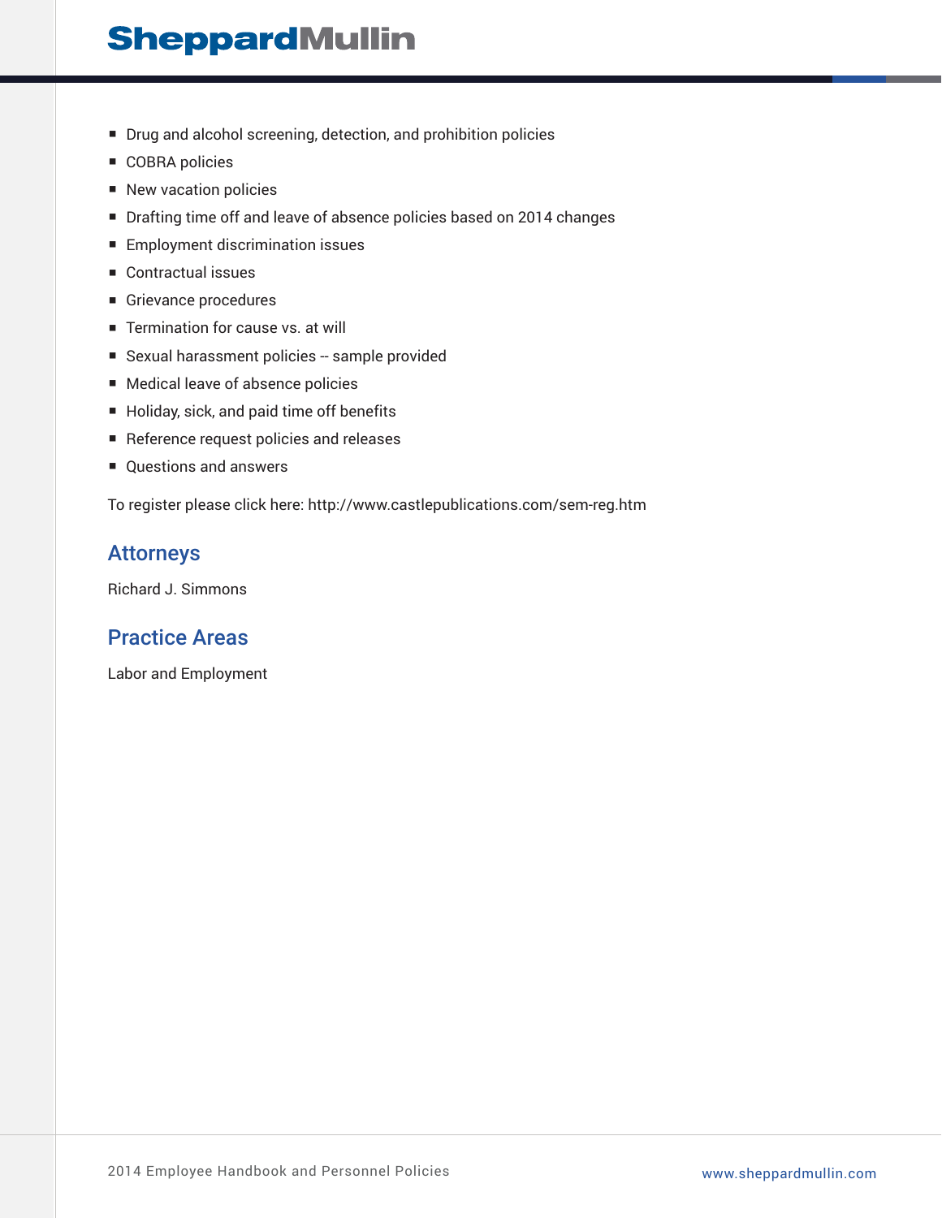- Drug and alcohol screening, detection, and prohibition policies
- COBRA policies
- New vacation policies
- Drafting time off and leave of absence policies based on 2014 changes
- Employment discrimination issues
- Contractual issues
- Grievance procedures
- Termination for cause vs. at will
- Sexual harassment policies -- sample provided
- Medical leave of absence policies
- Holiday, sick, and paid time off benefits
- Reference request policies and releases
- Questions and answers

To register please click here: http://www.castlepublications.com/sem-reg.htm

## Attorneys

Richard J. Simmons

## Practice Areas

Labor and Employment